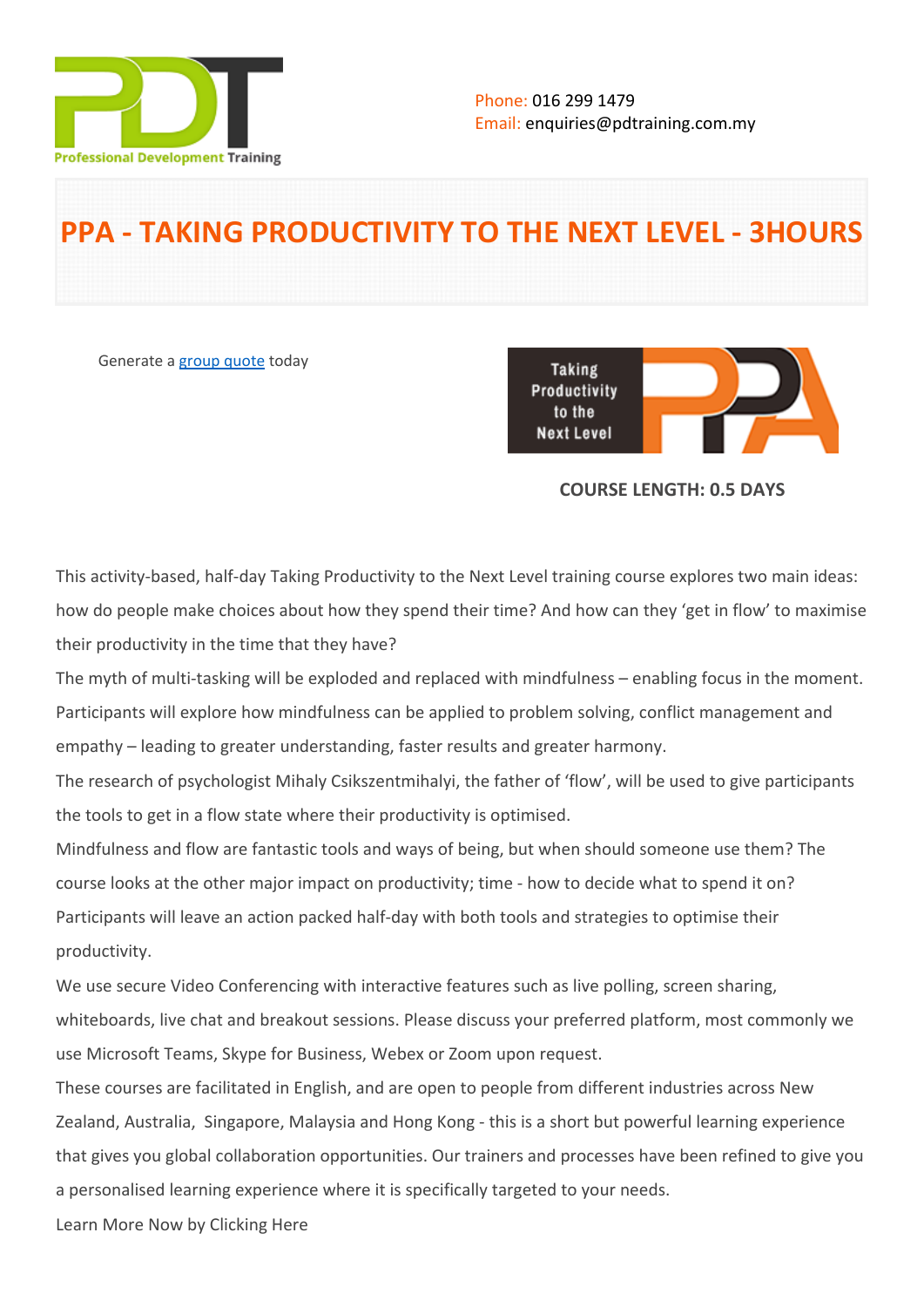Phone: 016 299 1479
Email: enquiries@pdtraining.com.my

# PPA - TAKING PRODUCTIVITY TO THE NEXT LEVEL - 3HOURS

Generate a group quote today

**COURSE LENGTH: 0.5 DAYS**

This activity-based, half-day Taking Productivity to the Next Level training course explores two main ideas: how do people make choices about how they spend their time? And how can they 'get in flow' to maximise their productivity in the time that they have?

The myth of multi-tasking will be exploded and replaced with mindfulness – enabling focus in the moment. Participants will explore how mindfulness can be applied to problem solving, conflict management and empathy – leading to greater understanding, faster results and greater harmony.

The research of psychologist Mihaly Csikszentmihalyi, the father of 'flow', will be used to give participants the tools to get in a flow state where their productivity is optimised.

Mindfulness and flow are fantastic tools and ways of being, but when should someone use them? The course looks at the other major impact on productivity; time - how to decide what to spend it on? Participants will leave an action packed half-day with both tools and strategies to optimise their productivity.

We use secure Video Conferencing with interactive features such as live polling, screen sharing, whiteboards, live chat and breakout sessions. Please discuss your preferred platform, most commonly we use Microsoft Teams, Skype for Business, Webex or Zoom upon request.

These courses are facilitated in English, and are open to people from different industries across New Zealand, Australia, Singapore, Malaysia and Hong Kong - this is a short but powerful learning experience that gives you global collaboration opportunities. Our trainers and processes have been refined to give you a personalised learning experience where it is specifically targeted to your needs.

Learn More Now by Clicking Here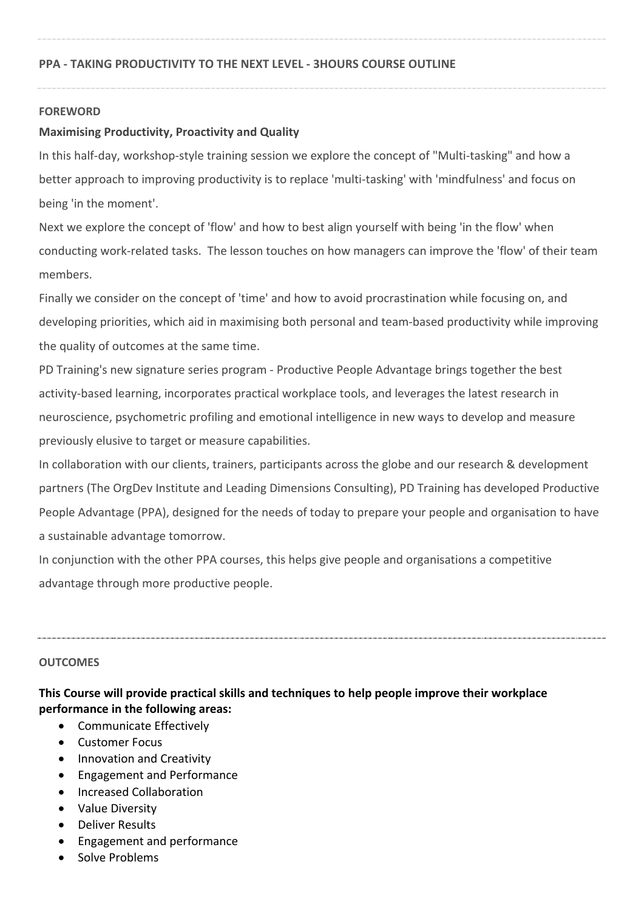## PPA - TAKING PRODUCTIVITY TO THE NEXT LEVEL - 3HOURS COURSE OUTLINE

### FOREWORD

**Maximising Productivity, Proactivity and Quality**

In this half-day, workshop-style training session we explore the concept of "Multi-tasking" and how a better approach to improving productivity is to replace 'multi-tasking' with 'mindfulness' and focus on being 'in the moment'.

Next we explore the concept of 'flow' and how to best align yourself with being 'in the flow' when conducting work-related tasks. The lesson touches on how managers can improve the 'flow' of their team members.

Finally we consider on the concept of 'time' and how to avoid procrastination while focusing on, and developing priorities, which aid in maximising both personal and team-based productivity while improving the quality of outcomes at the same time.

PD Training's new signature series program - Productive People Advantage brings together the best activity-based learning, incorporates practical workplace tools, and leverages the latest research in neuroscience, psychometric profiling and emotional intelligence in new ways to develop and measure previously elusive to target or measure capabilities.

In collaboration with our clients, trainers, participants across the globe and our research & development partners (The OrgDev Institute and Leading Dimensions Consulting), PD Training has developed Productive People Advantage (PPA), designed for the needs of today to prepare your people and organisation to have a sustainable advantage tomorrow.

In conjunction with the other PPA courses, this helps give people and organisations a competitive advantage through more productive people.

### OUTCOMES

**This Course will provide practical skills and techniques to help people improve their workplace performance in the following areas:**

- Communicate Effectively
- Customer Focus
- Innovation and Creativity
- Engagement and Performance
- Increased Collaboration
- Value Diversity
- Deliver Results
- Engagement and performance
- Solve Problems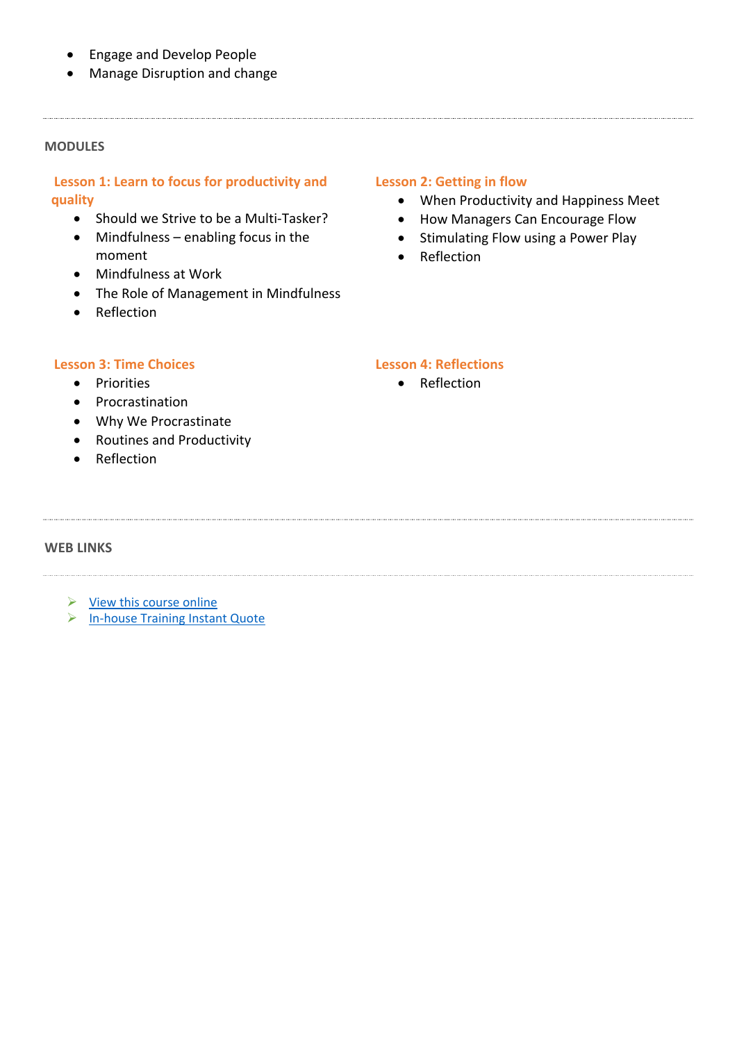- Engage and Develop People
- Manage Disruption and change

---

## MODULES

### Lesson 1: Learn to focus for productivity and quality

- Should we Strive to be a Multi-Tasker?
- Mindfulness – enabling focus in the moment
- Mindfulness at Work
- The Role of Management in Mindfulness
- Reflection

### Lesson 2: Getting in flow

- When Productivity and Happiness Meet
- How Managers Can Encourage Flow
- Stimulating Flow using a Power Play
- Reflection

### Lesson 3: Time Choices

- Priorities
- Procrastination
- Why We Procrastinate
- Routines and Productivity
- Reflection

### Lesson 4: Reflections

- Reflection

---

## WEB LINKS

---

- View this course online
- In-house Training Instant Quote